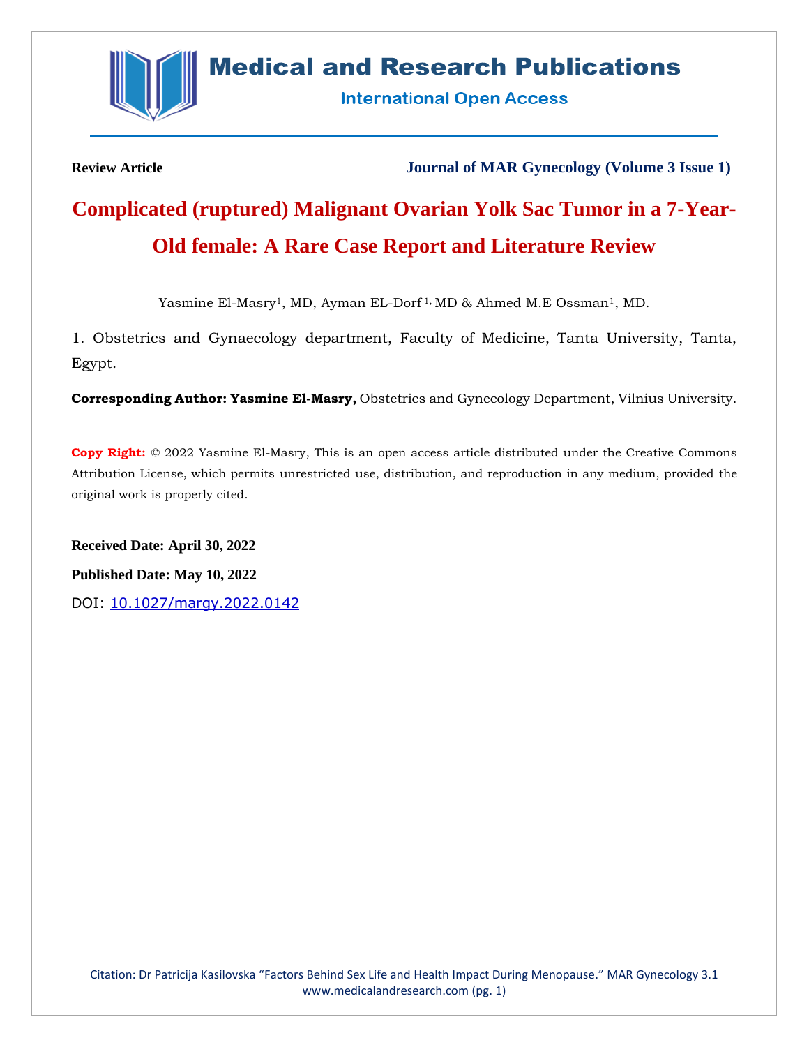**Review Article**

**Journal of MAR Gynecology (Volume 3 Issue 1)**

# Complicated (ruptured) Malignant Ovarian Yolk Sac Tumor in a 7-Year-Old female: A Rare Case Report and Literature Review

Yasmine El-Masry[1], MD, Ayman EL-Dorf [1], MD & Ahmed M.E Ossman[1], MD.

1. Obstetrics and Gynaecology department, Faculty of Medicine, Tanta University, Tanta, Egypt.

**Corresponding Author: Yasmine El-Masry,** Obstetrics and Gynecology Department, Vilnius University.

**Copy Right:** © 2022 Yasmine El-Masry, This is an open access article distributed under the Creative Commons Attribution License, which permits unrestricted use, distribution, and reproduction in any medium, provided the original work is properly cited.

**Received Date: April 30, 2022**

**Published Date: May 10, 2022**

DOI: 10.1027/margy.2022.0142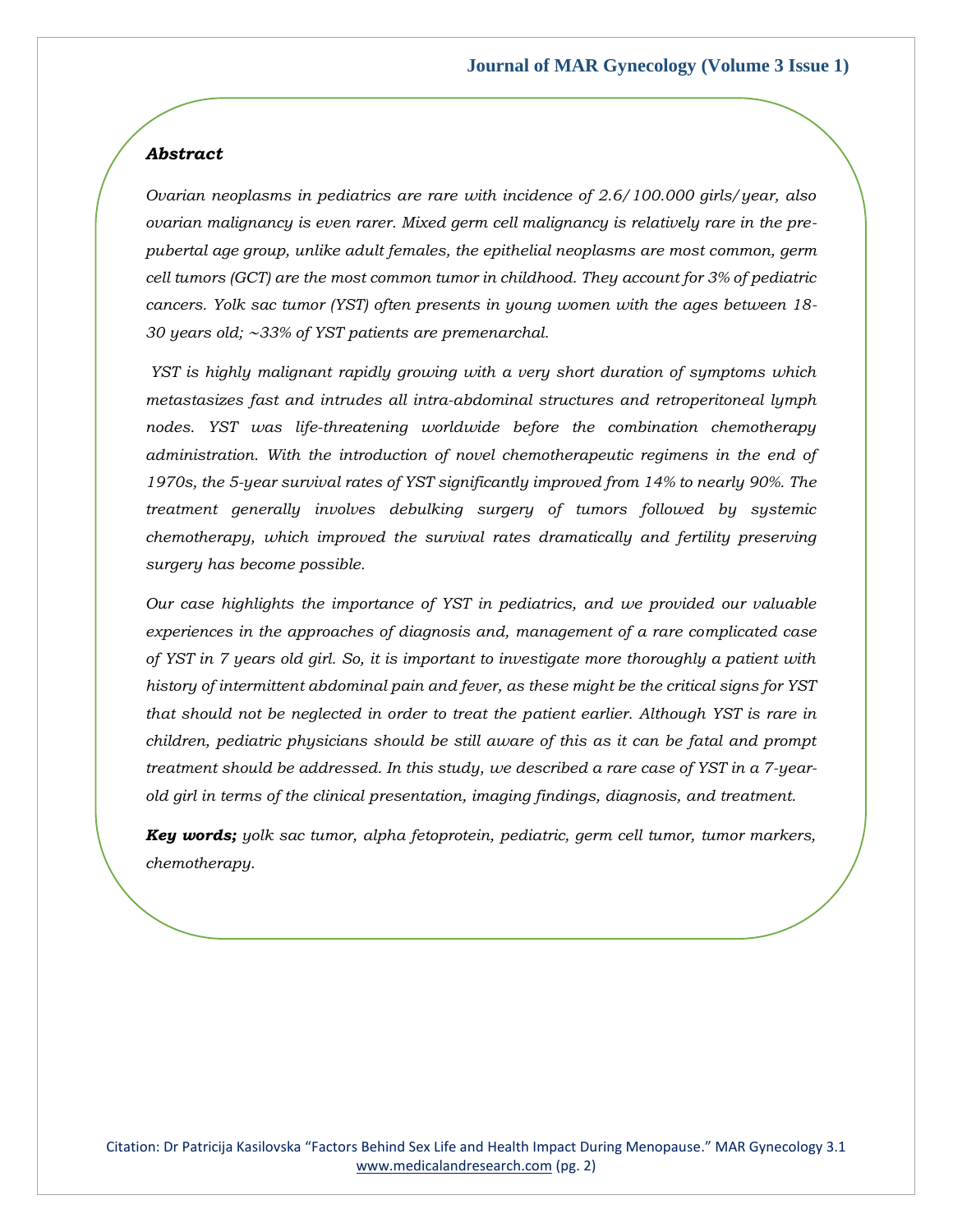***Abstract***

*Ovarian neoplasms in pediatrics are rare with incidence of 2.6/100.000 girls/year, also ovarian malignancy is even rarer. Mixed germ cell malignancy is relatively rare in the pre-pubertal age group, unlike adult females, the epithelial neoplasms are most common, germ cell tumors (GCT) are the most common tumor in childhood. They account for 3% of pediatric cancers. Yolk sac tumor (YST) often presents in young women with the ages between 18-30 years old; ~33% of YST patients are premenarchal.*

*YST is highly malignant rapidly growing with a very short duration of symptoms which metastasizes fast and intrudes all intra-abdominal structures and retroperitoneal lymph nodes. YST was life-threatening worldwide before the combination chemotherapy administration. With the introduction of novel chemotherapeutic regimens in the end of 1970s, the 5-year survival rates of YST significantly improved from 14% to nearly 90%. The treatment generally involves debulking surgery of tumors followed by systemic chemotherapy, which improved the survival rates dramatically and fertility preserving surgery has become possible.*

*Our case highlights the importance of YST in pediatrics, and we provided our valuable experiences in the approaches of diagnosis and, management of a rare complicated case of YST in 7 years old girl. So, it is important to investigate more thoroughly a patient with history of intermittent abdominal pain and fever, as these might be the critical signs for YST that should not be neglected in order to treat the patient earlier. Although YST is rare in children, pediatric physicians should be still aware of this as it can be fatal and prompt treatment should be addressed. In this study, we described a rare case of YST in a 7-year-old girl in terms of the clinical presentation, imaging findings, diagnosis, and treatment.*

***Key words;*** *yolk sac tumor, alpha fetoprotein, pediatric, germ cell tumor, tumor markers, chemotherapy.*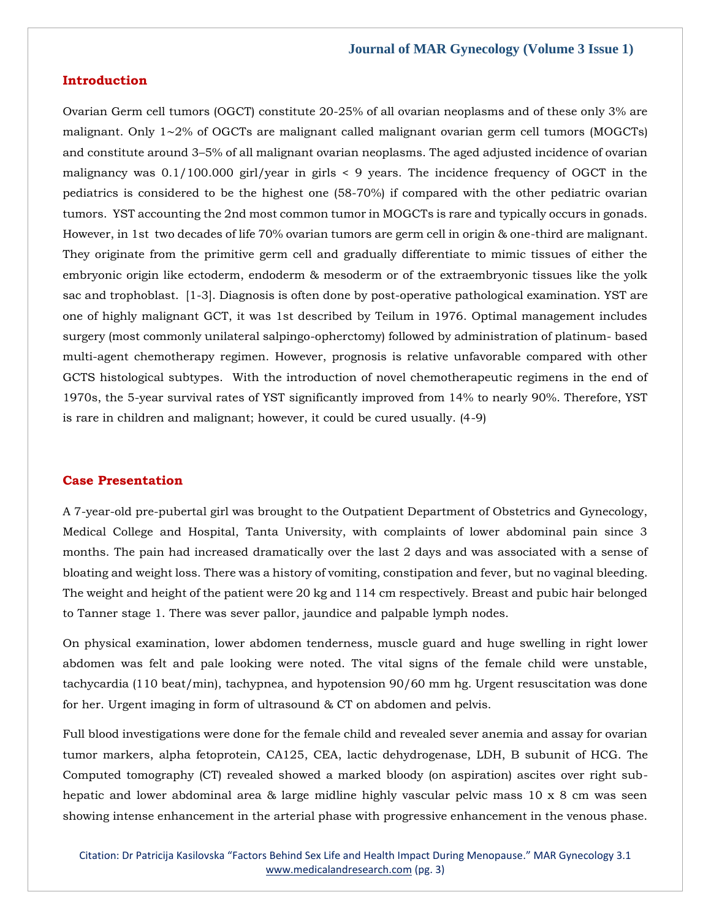## Introduction

Ovarian Germ cell tumors (OGCT) constitute 20-25% of all ovarian neoplasms and of these only 3% are malignant. Only 1~2% of OGCTs are malignant called malignant ovarian germ cell tumors (MOGCTs) and constitute around 3–5% of all malignant ovarian neoplasms. The aged adjusted incidence of ovarian malignancy was 0.1/100.000 girl/year in girls < 9 years. The incidence frequency of OGCT in the pediatrics is considered to be the highest one (58-70%) if compared with the other pediatric ovarian tumors. YST accounting the 2nd most common tumor in MOGCTs is rare and typically occurs in gonads. However, in 1st two decades of life 70% ovarian tumors are germ cell in origin & one-third are malignant. They originate from the primitive germ cell and gradually differentiate to mimic tissues of either the embryonic origin like ectoderm, endoderm & mesoderm or of the extraembryonic tissues like the yolk sac and trophoblast. [1-3]. Diagnosis is often done by post-operative pathological examination. YST are one of highly malignant GCT, it was 1st described by Teilum in 1976. Optimal management includes surgery (most commonly unilateral salpingo-opherctomy) followed by administration of platinum- based multi-agent chemotherapy regimen. However, prognosis is relative unfavorable compared with other GCTS histological subtypes. With the introduction of novel chemotherapeutic regimens in the end of 1970s, the 5-year survival rates of YST significantly improved from 14% to nearly 90%. Therefore, YST is rare in children and malignant; however, it could be cured usually. (4-9)

## Case Presentation

A 7-year-old pre-pubertal girl was brought to the Outpatient Department of Obstetrics and Gynecology, Medical College and Hospital, Tanta University, with complaints of lower abdominal pain since 3 months. The pain had increased dramatically over the last 2 days and was associated with a sense of bloating and weight loss. There was a history of vomiting, constipation and fever, but no vaginal bleeding. The weight and height of the patient were 20 kg and 114 cm respectively. Breast and pubic hair belonged to Tanner stage 1. There was sever pallor, jaundice and palpable lymph nodes.

On physical examination, lower abdomen tenderness, muscle guard and huge swelling in right lower abdomen was felt and pale looking were noted. The vital signs of the female child were unstable, tachycardia (110 beat/min), tachypnea, and hypotension 90/60 mm hg. Urgent resuscitation was done for her. Urgent imaging in form of ultrasound & CT on abdomen and pelvis.

Full blood investigations were done for the female child and revealed sever anemia and assay for ovarian tumor markers, alpha fetoprotein, CA125, CEA, lactic dehydrogenase, LDH, B subunit of HCG. The Computed tomography (CT) revealed showed a marked bloody (on aspiration) ascites over right sub-hepatic and lower abdominal area & large midline highly vascular pelvic mass 10 x 8 cm was seen showing intense enhancement in the arterial phase with progressive enhancement in the venous phase.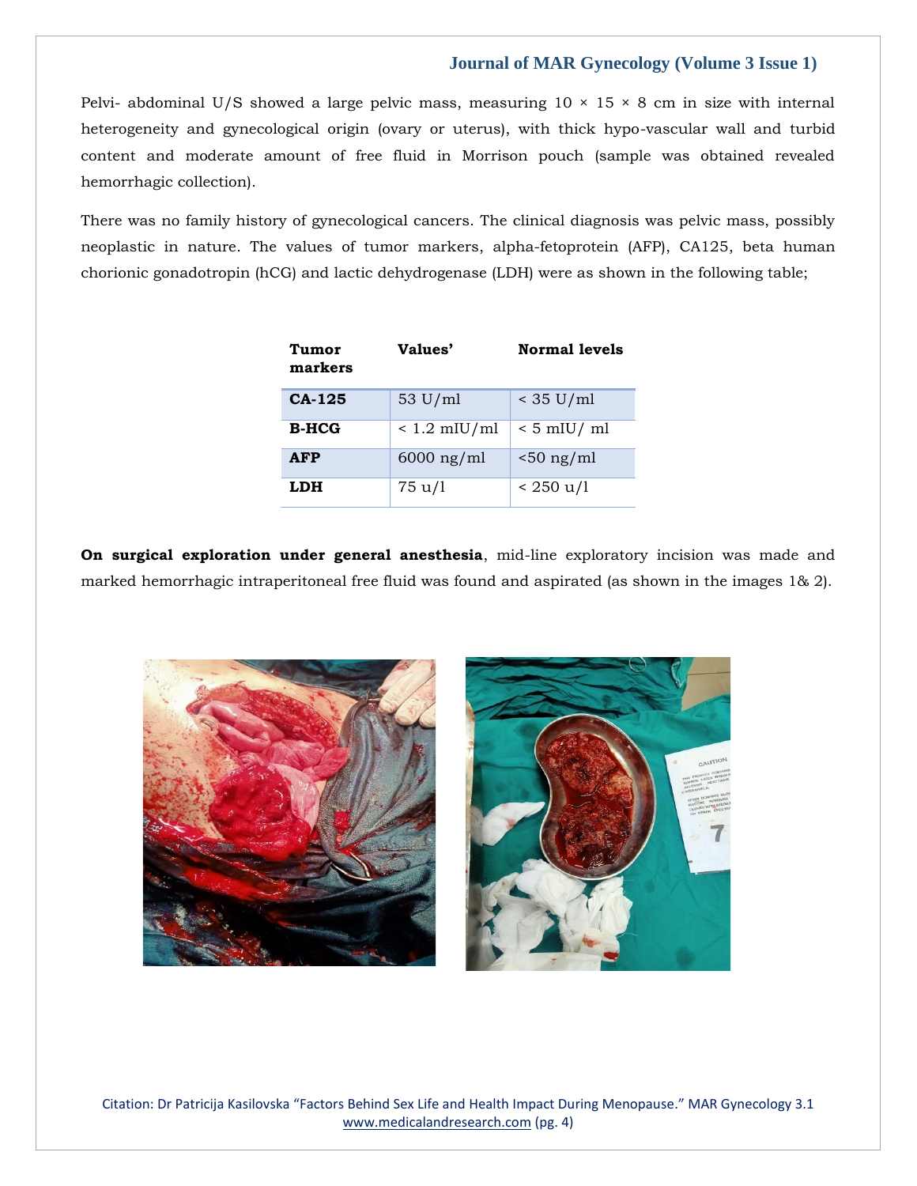Pelvi- abdominal U/S showed a large pelvic mass, measuring 10 × 15 × 8 cm in size with internal heterogeneity and gynecological origin (ovary or uterus), with thick hypo-vascular wall and turbid content and moderate amount of free fluid in Morrison pouch (sample was obtained revealed hemorrhagic collection).

There was no family history of gynecological cancers. The clinical diagnosis was pelvic mass, possibly neoplastic in nature. The values of tumor markers, alpha-fetoprotein (AFP), CA125, beta human chorionic gonadotropin (hCG) and lactic dehydrogenase (LDH) were as shown in the following table;

| Tumor markers | Values' | Normal levels |
|---|---|---|
| **CA-125** | 53 U/ml | < 35 U/ml |
| **B-HCG** | < 1.2 mIU/ml | < 5 mIU/ ml |
| **AFP** | 6000 ng/ml | <50 ng/ml |
| **LDH** | 75 u/l | < 250 u/l |

**On surgical exploration under general anesthesia**, mid-line exploratory incision was made and marked hemorrhagic intraperitoneal free fluid was found and aspirated (as shown in the images 1& 2).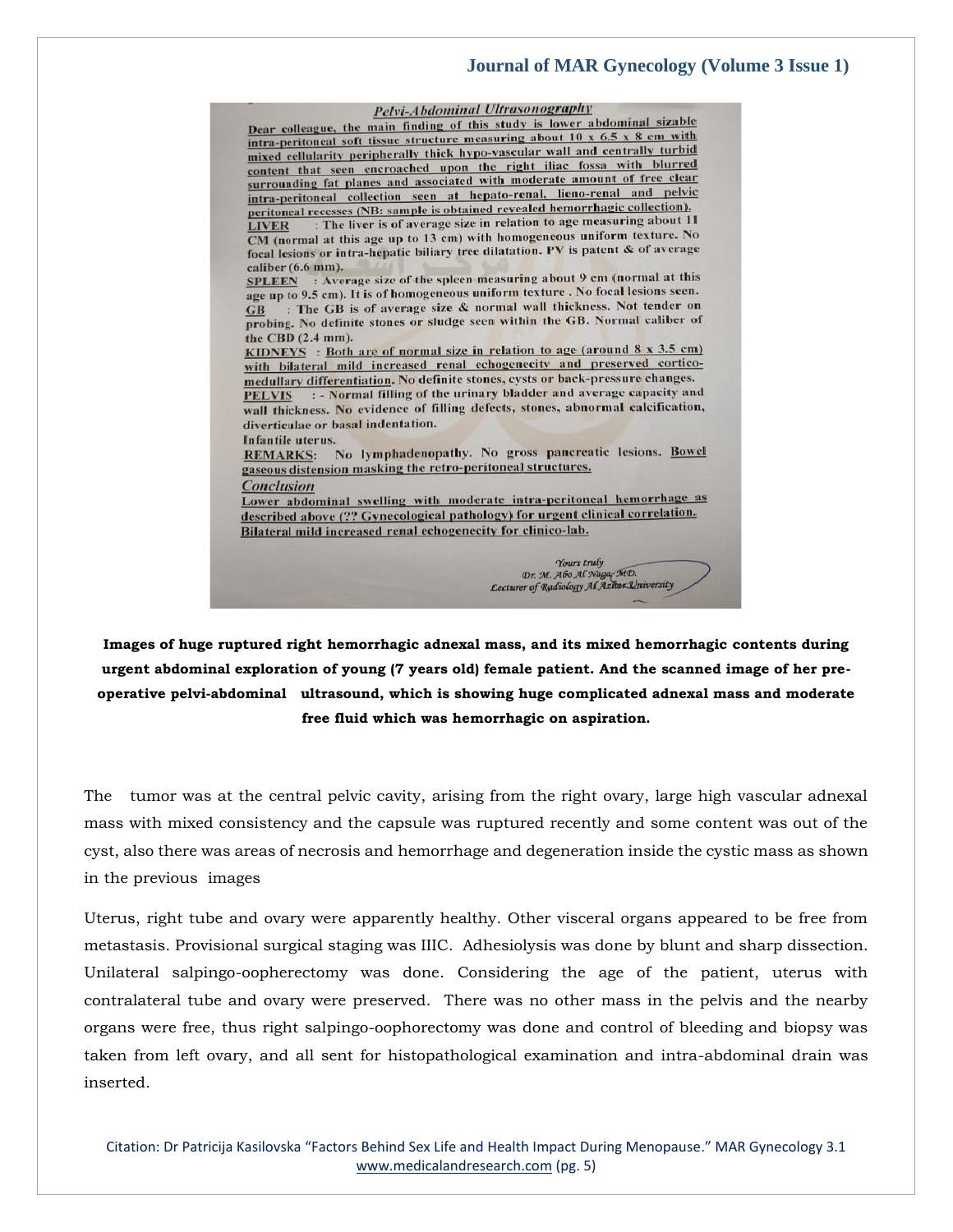## Pelvi-Abdominal Ultrasonography

Dear colleague, the main finding of this study is lower abdominal sizable intra-peritoneal soft tissue structure measuring about 10 x 6.5 x 8 cm with mixed cellularity peripherally thick hypo-vascular wall and centrally turbid content that seen encroached upon the right iliac fossa with blurred surrounding fat planes and associated with moderate amount of free clear intra-peritoneal collection seen at hepato-renal, lieno-renal and pelvic peritoneal recesses (NB: sample is obtained revealed hemorrhagic collection).

**LIVER** : The liver is of average size in relation to age measuring about 11 CM (normal at this age up to 13 cm) with homogeneous uniform texture. No focal lesions or intra-hepatic biliary tree dilatation. PV is patent & of average caliber (6.6 mm).

**SPLEEN** : Average size of the spleen measuring about 9 cm (normal at this age up to 9.5 cm). It is of homogeneous uniform texture . No focal lesions seen.

**GB** : The GB is of average size & normal wall thickness. Not tender on probing. No definite stones or sludge seen within the GB. Normal caliber of the CBD (2.4 mm).

**KIDNEYS** : Both are of normal size in relation to age (around 8 x 3.5 cm) with bilateral mild increased renal echogenecity and preserved cortico-medullary differentiation. No definite stones, cysts or back-pressure changes.

**PELVIS** : - Normal filling of the urinary bladder and average capacity and wall thickness. No evidence of filling defects, stones, abnormal calcification, diverticulae or basal indentation.

Infantile uterus.

**REMARKS:** No lymphadenopathy. No gross pancreatic lesions. Bowel gaseous distension masking the retro-peritoneal structures.

### Conclusion

Lower abdominal swelling with moderate intra-peritoneal hemorrhage as described above (?? Gynecological pathology) for urgent clinical correlation.
Bilateral mild increased renal echogenecity for clinico-lab.

*Yours truly*
*Dr. M. Abo Al Naga, MD.*
*Lecturer of Radiology Al Azhar University*

**Images of huge ruptured right hemorrhagic adnexal mass, and its mixed hemorrhagic contents during urgent abdominal exploration of young (7 years old) female patient. And the scanned image of her pre-operative pelvi-abdominal ultrasound, which is showing huge complicated adnexal mass and moderate free fluid which was hemorrhagic on aspiration.**

The tumor was at the central pelvic cavity, arising from the right ovary, large high vascular adnexal mass with mixed consistency and the capsule was ruptured recently and some content was out of the cyst, also there was areas of necrosis and hemorrhage and degeneration inside the cystic mass as shown in the previous images

Uterus, right tube and ovary were apparently healthy. Other visceral organs appeared to be free from metastasis. Provisional surgical staging was IIIC. Adhesiolysis was done by blunt and sharp dissection. Unilateral salpingo-oopherectomy was done. Considering the age of the patient, uterus with contralateral tube and ovary were preserved. There was no other mass in the pelvis and the nearby organs were free, thus right salpingo-oophorectomy was done and control of bleeding and biopsy was taken from left ovary, and all sent for histopathological examination and intra-abdominal drain was inserted.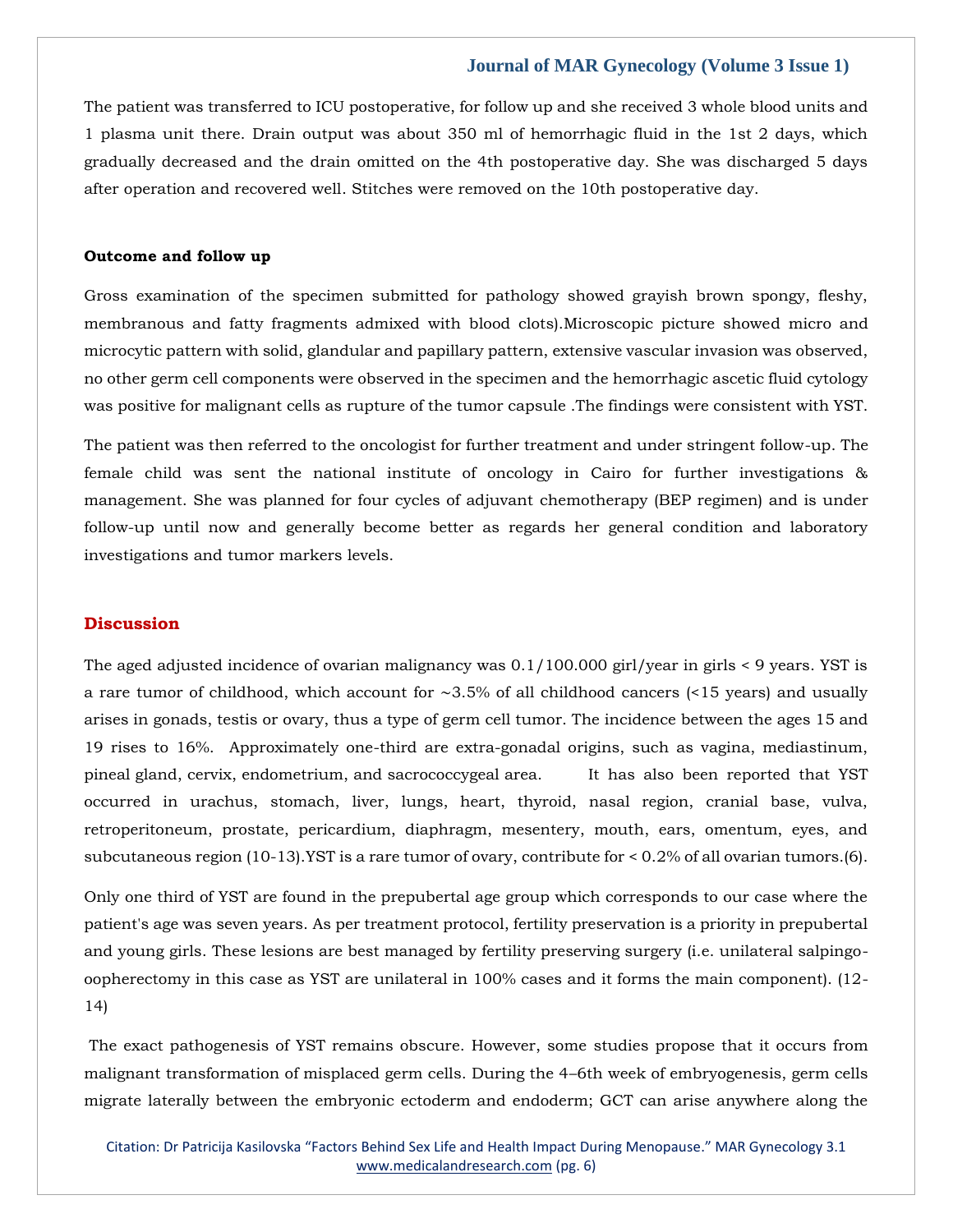The patient was transferred to ICU postoperative, for follow up and she received 3 whole blood units and 1 plasma unit there. Drain output was about 350 ml of hemorrhagic fluid in the 1st 2 days, which gradually decreased and the drain omitted on the 4th postoperative day. She was discharged 5 days after operation and recovered well. Stitches were removed on the 10th postoperative day.

**Outcome and follow up**

Gross examination of the specimen submitted for pathology showed grayish brown spongy, fleshy, membranous and fatty fragments admixed with blood clots).Microscopic picture showed micro and microcytic pattern with solid, glandular and papillary pattern, extensive vascular invasion was observed, no other germ cell components were observed in the specimen and the hemorrhagic ascetic fluid cytology was positive for malignant cells as rupture of the tumor capsule .The findings were consistent with YST.

The patient was then referred to the oncologist for further treatment and under stringent follow-up. The female child was sent the national institute of oncology in Cairo for further investigations & management. She was planned for four cycles of adjuvant chemotherapy (BEP regimen) and is under follow-up until now and generally become better as regards her general condition and laboratory investigations and tumor markers levels.

## Discussion

The aged adjusted incidence of ovarian malignancy was 0.1/100.000 girl/year in girls < 9 years. YST is a rare tumor of childhood, which account for ~3.5% of all childhood cancers (<15 years) and usually arises in gonads, testis or ovary, thus a type of germ cell tumor. The incidence between the ages 15 and 19 rises to 16%. Approximately one-third are extra-gonadal origins, such as vagina, mediastinum, pineal gland, cervix, endometrium, and sacrococcygeal area. It has also been reported that YST occurred in urachus, stomach, liver, lungs, heart, thyroid, nasal region, cranial base, vulva, retroperitoneum, prostate, pericardium, diaphragm, mesentery, mouth, ears, omentum, eyes, and subcutaneous region (10-13).YST is a rare tumor of ovary, contribute for < 0.2% of all ovarian tumors.(6).

Only one third of YST are found in the prepubertal age group which corresponds to our case where the patient's age was seven years. As per treatment protocol, fertility preservation is a priority in prepubertal and young girls. These lesions are best managed by fertility preserving surgery (i.e. unilateral salpingo-oopherectomy in this case as YST are unilateral in 100% cases and it forms the main component). (12-14)

The exact pathogenesis of YST remains obscure. However, some studies propose that it occurs from malignant transformation of misplaced germ cells. During the 4–6th week of embryogenesis, germ cells migrate laterally between the embryonic ectoderm and endoderm; GCT can arise anywhere along the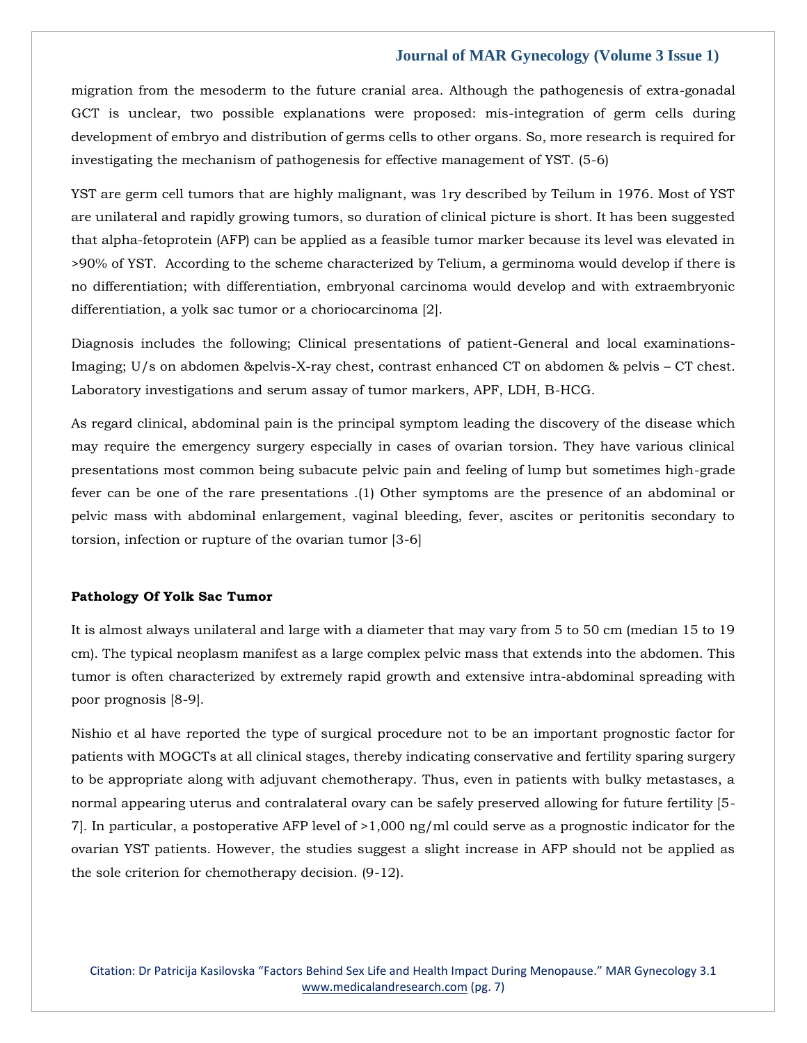migration from the mesoderm to the future cranial area. Although the pathogenesis of extra-gonadal GCT is unclear, two possible explanations were proposed: mis-integration of germ cells during development of embryo and distribution of germs cells to other organs. So, more research is required for investigating the mechanism of pathogenesis for effective management of YST. (5-6)

YST are germ cell tumors that are highly malignant, was 1ry described by Teilum in 1976. Most of YST are unilateral and rapidly growing tumors, so duration of clinical picture is short. It has been suggested that alpha-fetoprotein (AFP) can be applied as a feasible tumor marker because its level was elevated in >90% of YST. According to the scheme characterized by Telium, a germinoma would develop if there is no differentiation; with differentiation, embryonal carcinoma would develop and with extraembryonic differentiation, a yolk sac tumor or a choriocarcinoma [2].

Diagnosis includes the following; Clinical presentations of patient-General and local examinations-Imaging; U/s on abdomen &pelvis-X-ray chest, contrast enhanced CT on abdomen & pelvis – CT chest. Laboratory investigations and serum assay of tumor markers, APF, LDH, B-HCG.

As regard clinical, abdominal pain is the principal symptom leading the discovery of the disease which may require the emergency surgery especially in cases of ovarian torsion. They have various clinical presentations most common being subacute pelvic pain and feeling of lump but sometimes high-grade fever can be one of the rare presentations .(1) Other symptoms are the presence of an abdominal or pelvic mass with abdominal enlargement, vaginal bleeding, fever, ascites or peritonitis secondary to torsion, infection or rupture of the ovarian tumor [3-6]

**Pathology Of Yolk Sac Tumor**

It is almost always unilateral and large with a diameter that may vary from 5 to 50 cm (median 15 to 19 cm). The typical neoplasm manifest as a large complex pelvic mass that extends into the abdomen. This tumor is often characterized by extremely rapid growth and extensive intra-abdominal spreading with poor prognosis [8-9].

Nishio et al have reported the type of surgical procedure not to be an important prognostic factor for patients with MOGCTs at all clinical stages, thereby indicating conservative and fertility sparing surgery to be appropriate along with adjuvant chemotherapy. Thus, even in patients with bulky metastases, a normal appearing uterus and contralateral ovary can be safely preserved allowing for future fertility [5-7]. In particular, a postoperative AFP level of >1,000 ng/ml could serve as a prognostic indicator for the ovarian YST patients. However, the studies suggest a slight increase in AFP should not be applied as the sole criterion for chemotherapy decision. (9-12).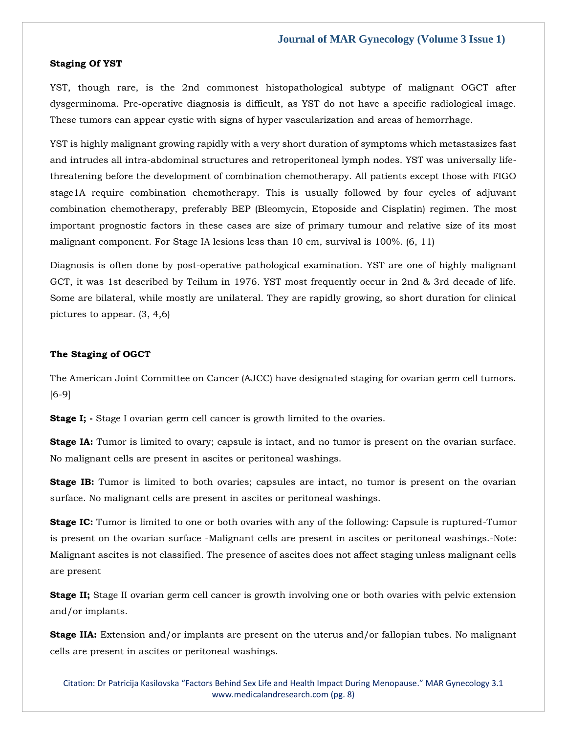**Staging Of YST**

YST, though rare, is the 2nd commonest histopathological subtype of malignant OGCT after dysgerminoma. Pre-operative diagnosis is difficult, as YST do not have a specific radiological image. These tumors can appear cystic with signs of hyper vascularization and areas of hemorrhage.

YST is highly malignant growing rapidly with a very short duration of symptoms which metastasizes fast and intrudes all intra-abdominal structures and retroperitoneal lymph nodes. YST was universally life-threatening before the development of combination chemotherapy. All patients except those with FIGO stage1A require combination chemotherapy. This is usually followed by four cycles of adjuvant combination chemotherapy, preferably BEP (Bleomycin, Etoposide and Cisplatin) regimen. The most important prognostic factors in these cases are size of primary tumour and relative size of its most malignant component. For Stage IA lesions less than 10 cm, survival is 100%. (6, 11)

Diagnosis is often done by post-operative pathological examination. YST are one of highly malignant GCT, it was 1st described by Teilum in 1976. YST most frequently occur in 2nd & 3rd decade of life. Some are bilateral, while mostly are unilateral. They are rapidly growing, so short duration for clinical pictures to appear. (3, 4,6)

**The Staging of OGCT**

The American Joint Committee on Cancer (AJCC) have designated staging for ovarian germ cell tumors. [6-9]

**Stage I; -** Stage I ovarian germ cell cancer is growth limited to the ovaries.

**Stage IA:** Tumor is limited to ovary; capsule is intact, and no tumor is present on the ovarian surface. No malignant cells are present in ascites or peritoneal washings.

**Stage IB:** Tumor is limited to both ovaries; capsules are intact, no tumor is present on the ovarian surface. No malignant cells are present in ascites or peritoneal washings.

**Stage IC:** Tumor is limited to one or both ovaries with any of the following: Capsule is ruptured-Tumor is present on the ovarian surface -Malignant cells are present in ascites or peritoneal washings.-Note: Malignant ascites is not classified. The presence of ascites does not affect staging unless malignant cells are present

**Stage II;** Stage II ovarian germ cell cancer is growth involving one or both ovaries with pelvic extension and/or implants.

**Stage IIA:** Extension and/or implants are present on the uterus and/or fallopian tubes. No malignant cells are present in ascites or peritoneal washings.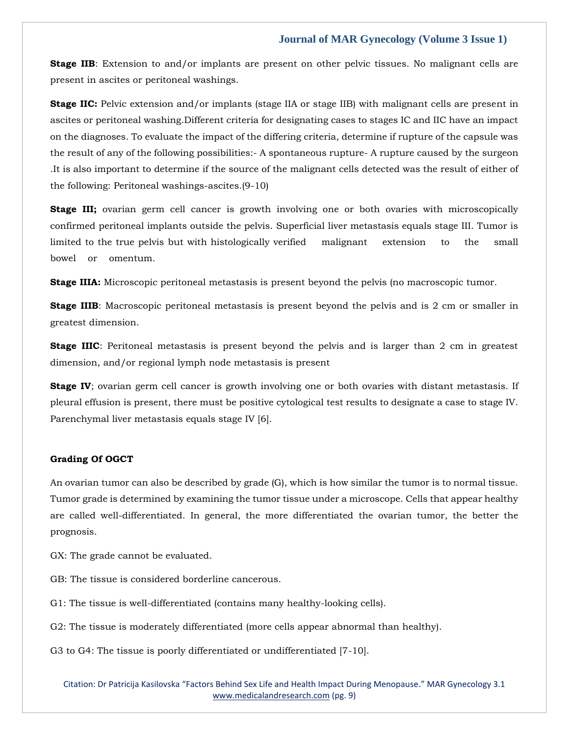**Stage IIB**: Extension to and/or implants are present on other pelvic tissues. No malignant cells are present in ascites or peritoneal washings.

**Stage IIC:** Pelvic extension and/or implants (stage IIA or stage IIB) with malignant cells are present in ascites or peritoneal washing.Different criteria for designating cases to stages IC and IIC have an impact on the diagnoses. To evaluate the impact of the differing criteria, determine if rupture of the capsule was the result of any of the following possibilities:- A spontaneous rupture- A rupture caused by the surgeon .It is also important to determine if the source of the malignant cells detected was the result of either of the following: Peritoneal washings-ascites.(9-10)

**Stage III;** ovarian germ cell cancer is growth involving one or both ovaries with microscopically confirmed peritoneal implants outside the pelvis. Superficial liver metastasis equals stage III. Tumor is limited to the true pelvis but with histologically verified malignant extension to the small bowel or omentum.

**Stage IIIA:** Microscopic peritoneal metastasis is present beyond the pelvis (no macroscopic tumor.

**Stage IIIB**: Macroscopic peritoneal metastasis is present beyond the pelvis and is 2 cm or smaller in greatest dimension.

**Stage IIIC**: Peritoneal metastasis is present beyond the pelvis and is larger than 2 cm in greatest dimension, and/or regional lymph node metastasis is present

**Stage IV**; ovarian germ cell cancer is growth involving one or both ovaries with distant metastasis. If pleural effusion is present, there must be positive cytological test results to designate a case to stage IV. Parenchymal liver metastasis equals stage IV [6].

**Grading Of OGCT**

An ovarian tumor can also be described by grade (G), which is how similar the tumor is to normal tissue. Tumor grade is determined by examining the tumor tissue under a microscope. Cells that appear healthy are called well-differentiated. In general, the more differentiated the ovarian tumor, the better the prognosis.

GX: The grade cannot be evaluated.

GB: The tissue is considered borderline cancerous.

G1: The tissue is well-differentiated (contains many healthy-looking cells).

G2: The tissue is moderately differentiated (more cells appear abnormal than healthy).

G3 to G4: The tissue is poorly differentiated or undifferentiated [7-10].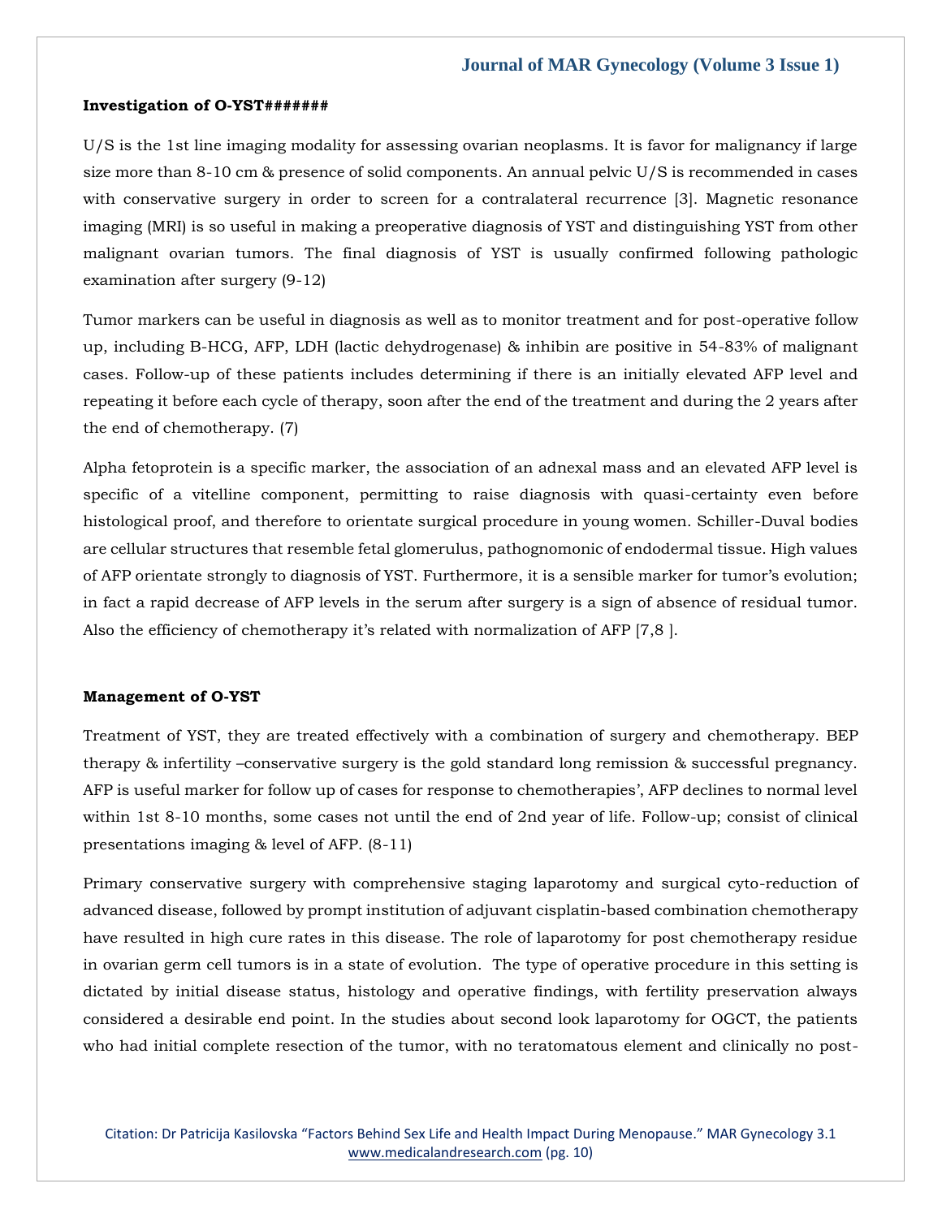**Investigation of O-YST#######**

U/S is the 1st line imaging modality for assessing ovarian neoplasms. It is favor for malignancy if large size more than 8-10 cm & presence of solid components. An annual pelvic U/S is recommended in cases with conservative surgery in order to screen for a contralateral recurrence [3]. Magnetic resonance imaging (MRI) is so useful in making a preoperative diagnosis of YST and distinguishing YST from other malignant ovarian tumors. The final diagnosis of YST is usually confirmed following pathologic examination after surgery (9-12)

Tumor markers can be useful in diagnosis as well as to monitor treatment and for post-operative follow up, including B-HCG, AFP, LDH (lactic dehydrogenase) & inhibin are positive in 54-83% of malignant cases. Follow-up of these patients includes determining if there is an initially elevated AFP level and repeating it before each cycle of therapy, soon after the end of the treatment and during the 2 years after the end of chemotherapy. (7)

Alpha fetoprotein is a specific marker, the association of an adnexal mass and an elevated AFP level is specific of a vitelline component, permitting to raise diagnosis with quasi-certainty even before histological proof, and therefore to orientate surgical procedure in young women. Schiller-Duval bodies are cellular structures that resemble fetal glomerulus, pathognomonic of endodermal tissue. High values of AFP orientate strongly to diagnosis of YST. Furthermore, it is a sensible marker for tumor's evolution; in fact a rapid decrease of AFP levels in the serum after surgery is a sign of absence of residual tumor. Also the efficiency of chemotherapy it's related with normalization of AFP [7,8 ].

**Management of O-YST**

Treatment of YST, they are treated effectively with a combination of surgery and chemotherapy. BEP therapy & infertility –conservative surgery is the gold standard long remission & successful pregnancy. AFP is useful marker for follow up of cases for response to chemotherapies', AFP declines to normal level within 1st 8-10 months, some cases not until the end of 2nd year of life. Follow-up; consist of clinical presentations imaging & level of AFP. (8-11)

Primary conservative surgery with comprehensive staging laparotomy and surgical cyto-reduction of advanced disease, followed by prompt institution of adjuvant cisplatin-based combination chemotherapy have resulted in high cure rates in this disease. The role of laparotomy for post chemotherapy residue in ovarian germ cell tumors is in a state of evolution. The type of operative procedure in this setting is dictated by initial disease status, histology and operative findings, with fertility preservation always considered a desirable end point. In the studies about second look laparotomy for OGCT, the patients who had initial complete resection of the tumor, with no teratomatous element and clinically no post-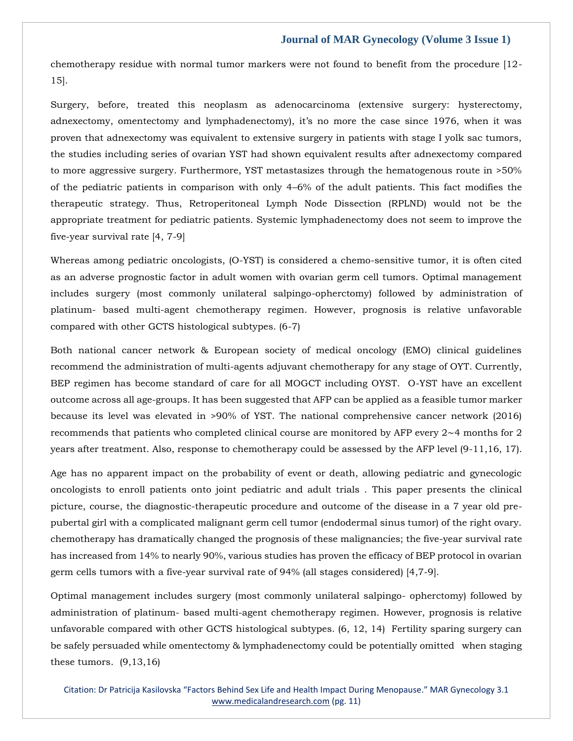chemotherapy residue with normal tumor markers were not found to benefit from the procedure [12-15].

Surgery, before, treated this neoplasm as adenocarcinoma (extensive surgery: hysterectomy, adnexectomy, omentectomy and lymphadenectomy), it's no more the case since 1976, when it was proven that adnexectomy was equivalent to extensive surgery in patients with stage I yolk sac tumors, the studies including series of ovarian YST had shown equivalent results after adnexectomy compared to more aggressive surgery. Furthermore, YST metastasizes through the hematogenous route in >50% of the pediatric patients in comparison with only 4–6% of the adult patients. This fact modifies the therapeutic strategy. Thus, Retroperitoneal Lymph Node Dissection (RPLND) would not be the appropriate treatment for pediatric patients. Systemic lymphadenectomy does not seem to improve the five-year survival rate [4, 7-9]

Whereas among pediatric oncologists, (O-YST) is considered a chemo-sensitive tumor, it is often cited as an adverse prognostic factor in adult women with ovarian germ cell tumors. Optimal management includes surgery (most commonly unilateral salpingo-opherctomy) followed by administration of platinum- based multi-agent chemotherapy regimen. However, prognosis is relative unfavorable compared with other GCTS histological subtypes. (6-7)

Both national cancer network & European society of medical oncology (EMO) clinical guidelines recommend the administration of multi-agents adjuvant chemotherapy for any stage of OYT. Currently, BEP regimen has become standard of care for all MOGCT including OYST. O-YST have an excellent outcome across all age-groups. It has been suggested that AFP can be applied as a feasible tumor marker because its level was elevated in >90% of YST. The national comprehensive cancer network (2016) recommends that patients who completed clinical course are monitored by AFP every 2~4 months for 2 years after treatment. Also, response to chemotherapy could be assessed by the AFP level (9-11,16, 17).

Age has no apparent impact on the probability of event or death, allowing pediatric and gynecologic oncologists to enroll patients onto joint pediatric and adult trials . This paper presents the clinical picture, course, the diagnostic-therapeutic procedure and outcome of the disease in a 7 year old pre-pubertal girl with a complicated malignant germ cell tumor (endodermal sinus tumor) of the right ovary. chemotherapy has dramatically changed the prognosis of these malignancies; the five-year survival rate has increased from 14% to nearly 90%, various studies has proven the efficacy of BEP protocol in ovarian germ cells tumors with a five-year survival rate of 94% (all stages considered) [4,7-9].

Optimal management includes surgery (most commonly unilateral salpingo- opherctomy) followed by administration of platinum- based multi-agent chemotherapy regimen. However, prognosis is relative unfavorable compared with other GCTS histological subtypes. (6, 12, 14) Fertility sparing surgery can be safely persuaded while omentectomy & lymphadenectomy could be potentially omitted when staging these tumors. (9,13,16)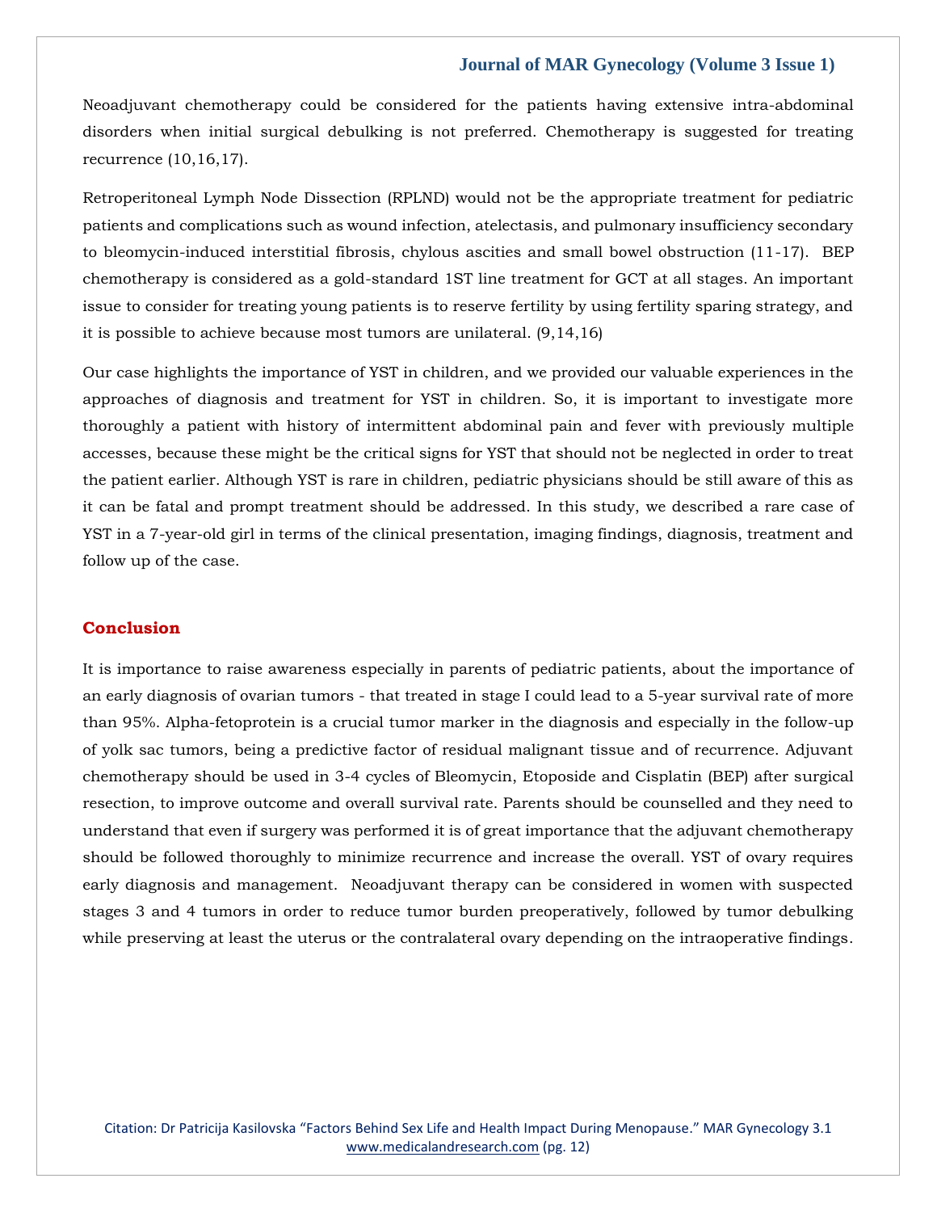Neoadjuvant chemotherapy could be considered for the patients having extensive intra-abdominal disorders when initial surgical debulking is not preferred. Chemotherapy is suggested for treating recurrence (10,16,17).

Retroperitoneal Lymph Node Dissection (RPLND) would not be the appropriate treatment for pediatric patients and complications such as wound infection, atelectasis, and pulmonary insufficiency secondary to bleomycin-induced interstitial fibrosis, chylous ascities and small bowel obstruction (11-17). BEP chemotherapy is considered as a gold-standard 1ST line treatment for GCT at all stages. An important issue to consider for treating young patients is to reserve fertility by using fertility sparing strategy, and it is possible to achieve because most tumors are unilateral. (9,14,16)

Our case highlights the importance of YST in children, and we provided our valuable experiences in the approaches of diagnosis and treatment for YST in children. So, it is important to investigate more thoroughly a patient with history of intermittent abdominal pain and fever with previously multiple accesses, because these might be the critical signs for YST that should not be neglected in order to treat the patient earlier. Although YST is rare in children, pediatric physicians should be still aware of this as it can be fatal and prompt treatment should be addressed. In this study, we described a rare case of YST in a 7-year-old girl in terms of the clinical presentation, imaging findings, diagnosis, treatment and follow up of the case.

## Conclusion

It is importance to raise awareness especially in parents of pediatric patients, about the importance of an early diagnosis of ovarian tumors - that treated in stage I could lead to a 5-year survival rate of more than 95%. Alpha-fetoprotein is a crucial tumor marker in the diagnosis and especially in the follow-up of yolk sac tumors, being a predictive factor of residual malignant tissue and of recurrence. Adjuvant chemotherapy should be used in 3-4 cycles of Bleomycin, Etoposide and Cisplatin (BEP) after surgical resection, to improve outcome and overall survival rate. Parents should be counselled and they need to understand that even if surgery was performed it is of great importance that the adjuvant chemotherapy should be followed thoroughly to minimize recurrence and increase the overall. YST of ovary requires early diagnosis and management. Neoadjuvant therapy can be considered in women with suspected stages 3 and 4 tumors in order to reduce tumor burden preoperatively, followed by tumor debulking while preserving at least the uterus or the contralateral ovary depending on the intraoperative findings.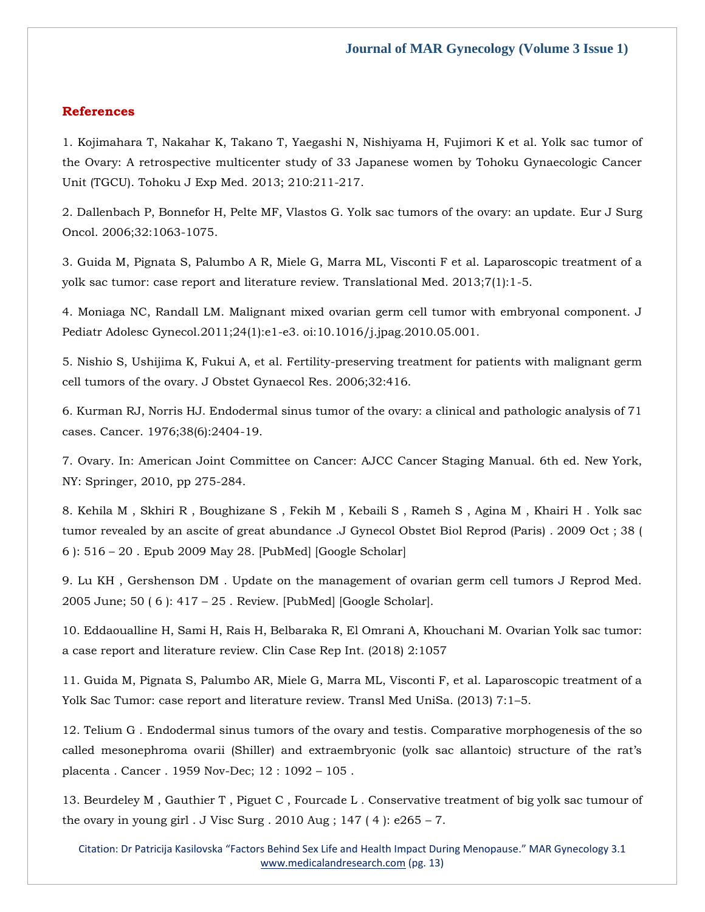## References

1. Kojimahara T, Nakahar K, Takano T, Yaegashi N, Nishiyama H, Fujimori K et al. Yolk sac tumor of the Ovary: A retrospective multicenter study of 33 Japanese women by Tohoku Gynaecologic Cancer Unit (TGCU). Tohoku J Exp Med. 2013; 210:211-217.

2. Dallenbach P, Bonnefor H, Pelte MF, Vlastos G. Yolk sac tumors of the ovary: an update. Eur J Surg Oncol. 2006;32:1063-1075.

3. Guida M, Pignata S, Palumbo A R, Miele G, Marra ML, Visconti F et al. Laparoscopic treatment of a yolk sac tumor: case report and literature review. Translational Med. 2013;7(1):1-5.

4. Moniaga NC, Randall LM. Malignant mixed ovarian germ cell tumor with embryonal component. J Pediatr Adolesc Gynecol.2011;24(1):e1-e3. oi:10.1016/j.jpag.2010.05.001.

5. Nishio S, Ushijima K, Fukui A, et al. Fertility-preserving treatment for patients with malignant germ cell tumors of the ovary. J Obstet Gynaecol Res. 2006;32:416.

6. Kurman RJ, Norris HJ. Endodermal sinus tumor of the ovary: a clinical and pathologic analysis of 71 cases. Cancer. 1976;38(6):2404-19.

7. Ovary. In: American Joint Committee on Cancer: AJCC Cancer Staging Manual. 6th ed. New York, NY: Springer, 2010, pp 275-284.

8. Kehila M , Skhiri R , Boughizane S , Fekih M , Kebaili S , Rameh S , Agina M , Khairi H . Yolk sac tumor revealed by an ascite of great abundance .J Gynecol Obstet Biol Reprod (Paris) . 2009 Oct ; 38 ( 6 ): 516 – 20 . Epub 2009 May 28. [PubMed] [Google Scholar]

9. Lu KH , Gershenson DM . Update on the management of ovarian germ cell tumors J Reprod Med. 2005 June; 50 ( 6 ): 417 – 25 . Review. [PubMed] [Google Scholar].

10. Eddaoualline H, Sami H, Rais H, Belbaraka R, El Omrani A, Khouchani M. Ovarian Yolk sac tumor: a case report and literature review. Clin Case Rep Int. (2018) 2:1057

11. Guida M, Pignata S, Palumbo AR, Miele G, Marra ML, Visconti F, et al. Laparoscopic treatment of a Yolk Sac Tumor: case report and literature review. Transl Med UniSa. (2013) 7:1–5.

12. Telium G . Endodermal sinus tumors of the ovary and testis. Comparative morphogenesis of the so called mesonephroma ovarii (Shiller) and extraembryonic (yolk sac allantoic) structure of the rat's placenta . Cancer . 1959 Nov-Dec; 12 : 1092 – 105 .

13. Beurdeley M , Gauthier T , Piguet C , Fourcade L . Conservative treatment of big yolk sac tumour of the ovary in young girl . J Visc Surg . 2010 Aug ; 147 ( 4 ): e265 – 7.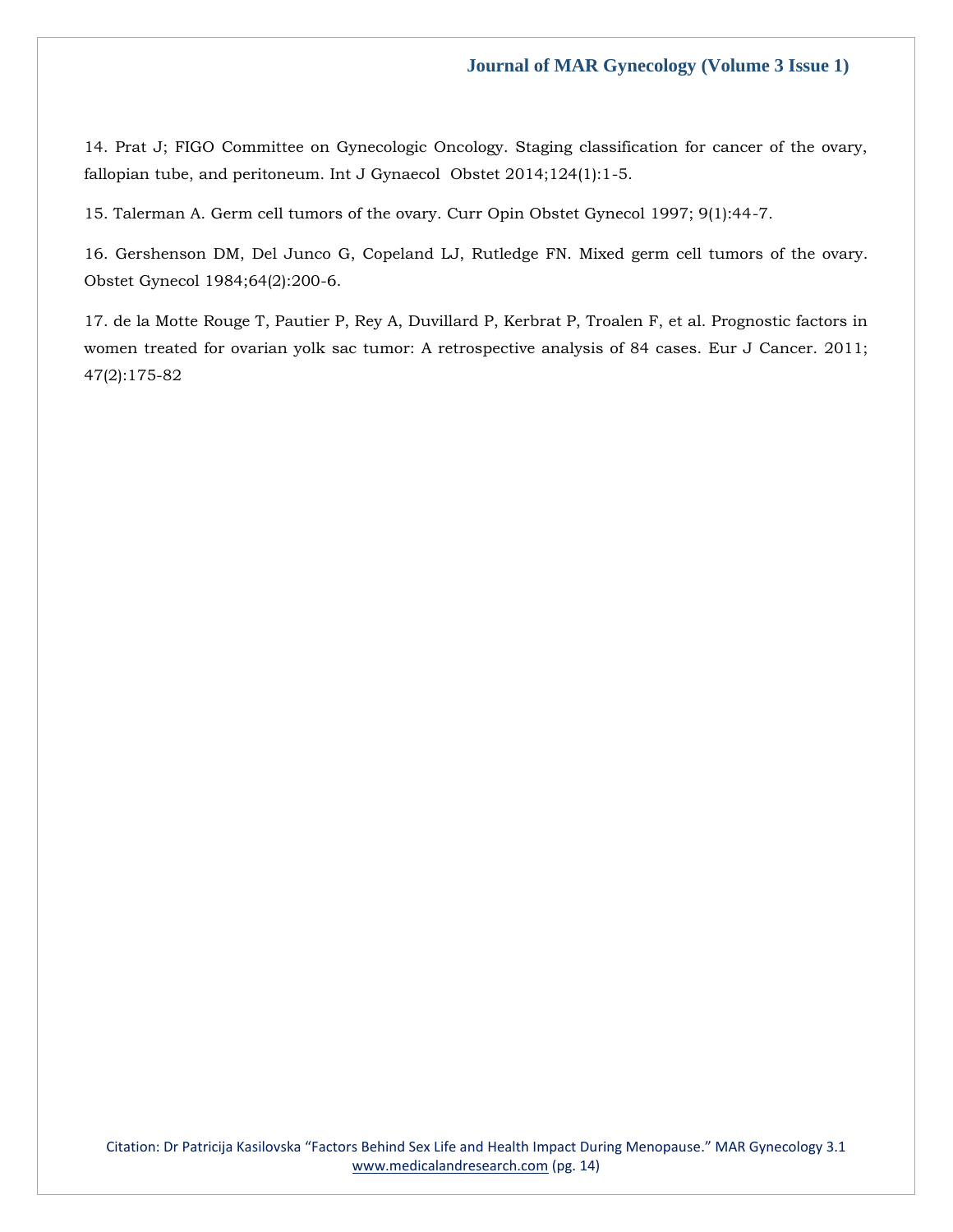14. Prat J; FIGO Committee on Gynecologic Oncology. Staging classification for cancer of the ovary, fallopian tube, and peritoneum. Int J Gynaecol Obstet 2014;124(1):1-5.

15. Talerman A. Germ cell tumors of the ovary. Curr Opin Obstet Gynecol 1997; 9(1):44-7.

16. Gershenson DM, Del Junco G, Copeland LJ, Rutledge FN. Mixed germ cell tumors of the ovary. Obstet Gynecol 1984;64(2):200-6.

17. de la Motte Rouge T, Pautier P, Rey A, Duvillard P, Kerbrat P, Troalen F, et al. Prognostic factors in women treated for ovarian yolk sac tumor: A retrospective analysis of 84 cases. Eur J Cancer. 2011; 47(2):175-82